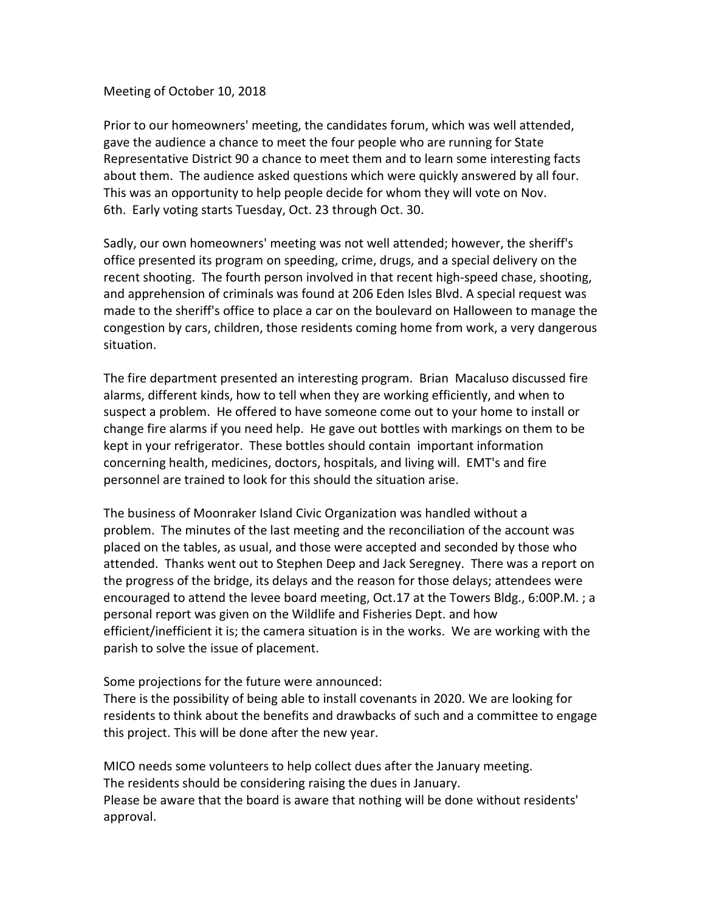Meeting of October 10, 2018

Prior to our homeowners' meeting, the candidates forum, which was well attended, gave the audience a chance to meet the four people who are running for State Representative District 90 a chance to meet them and to learn some interesting facts about them. The audience asked questions which were quickly answered by all four. This was an opportunity to help people decide for whom they will vote on Nov. 6th. Early voting starts Tuesday, Oct. 23 through Oct. 30.

Sadly, our own homeowners' meeting was not well attended; however, the sheriff's office presented its program on speeding, crime, drugs, and a special delivery on the recent shooting. The fourth person involved in that recent high-speed chase, shooting, and apprehension of criminals was found at 206 Eden Isles Blvd. A special request was made to the sheriff's office to place a car on the boulevard on Halloween to manage the congestion by cars, children, those residents coming home from work, a very dangerous situation.

The fire department presented an interesting program. Brian Macaluso discussed fire alarms, different kinds, how to tell when they are working efficiently, and when to suspect a problem. He offered to have someone come out to your home to install or change fire alarms if you need help. He gave out bottles with markings on them to be kept in your refrigerator. These bottles should contain important information concerning health, medicines, doctors, hospitals, and living will. EMT's and fire personnel are trained to look for this should the situation arise.

The business of Moonraker Island Civic Organization was handled without a problem. The minutes of the last meeting and the reconciliation of the account was placed on the tables, as usual, and those were accepted and seconded by those who attended. Thanks went out to Stephen Deep and Jack Seregney. There was a report on the progress of the bridge, its delays and the reason for those delays; attendees were encouraged to attend the levee board meeting, Oct.17 at the Towers Bldg., 6:00P.M. ; a personal report was given on the Wildlife and Fisheries Dept. and how efficient/inefficient it is; the camera situation is in the works. We are working with the parish to solve the issue of placement.

Some projections for the future were announced:
There is the possibility of being able to install covenants in 2020. We are looking for residents to think about the benefits and drawbacks of such and a committee to engage this project. This will be done after the new year.

MICO needs some volunteers to help collect dues after the January meeting.
The residents should be considering raising the dues in January.
Please be aware that the board is aware that nothing will be done without residents' approval.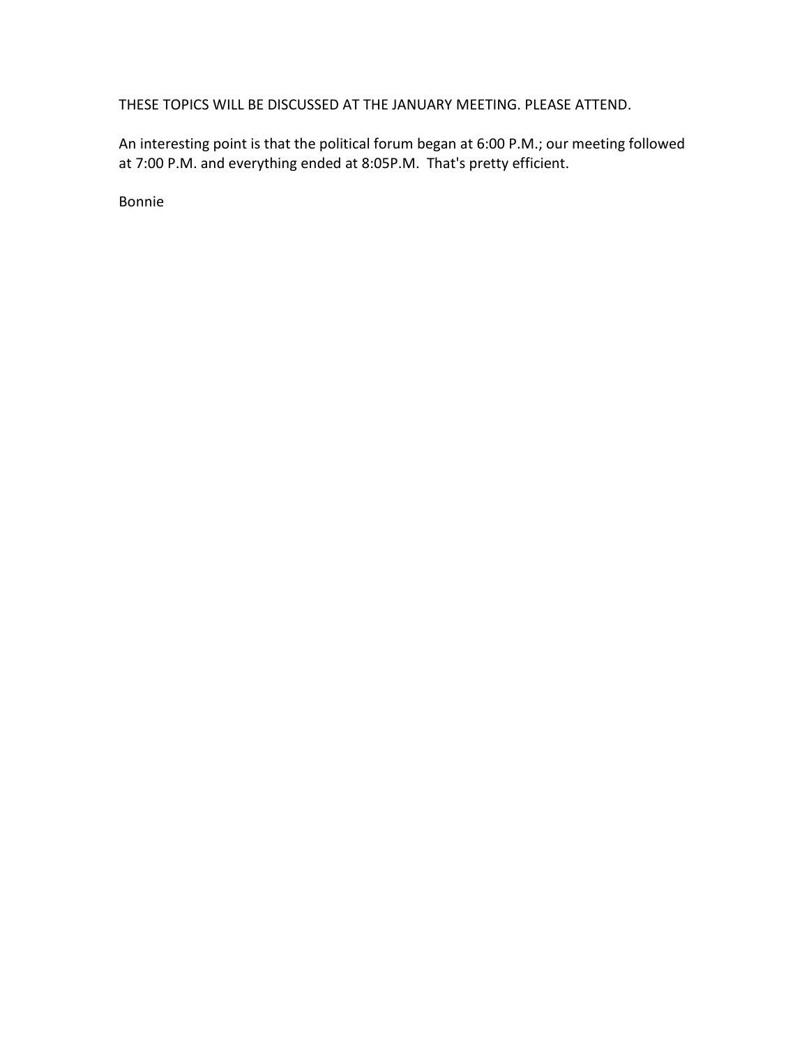THESE TOPICS WILL BE DISCUSSED AT THE JANUARY MEETING. PLEASE ATTEND.

An interesting point is that the political forum began at 6:00 P.M.; our meeting followed at 7:00 P.M. and everything ended at 8:05P.M. That's pretty efficient.

Bonnie